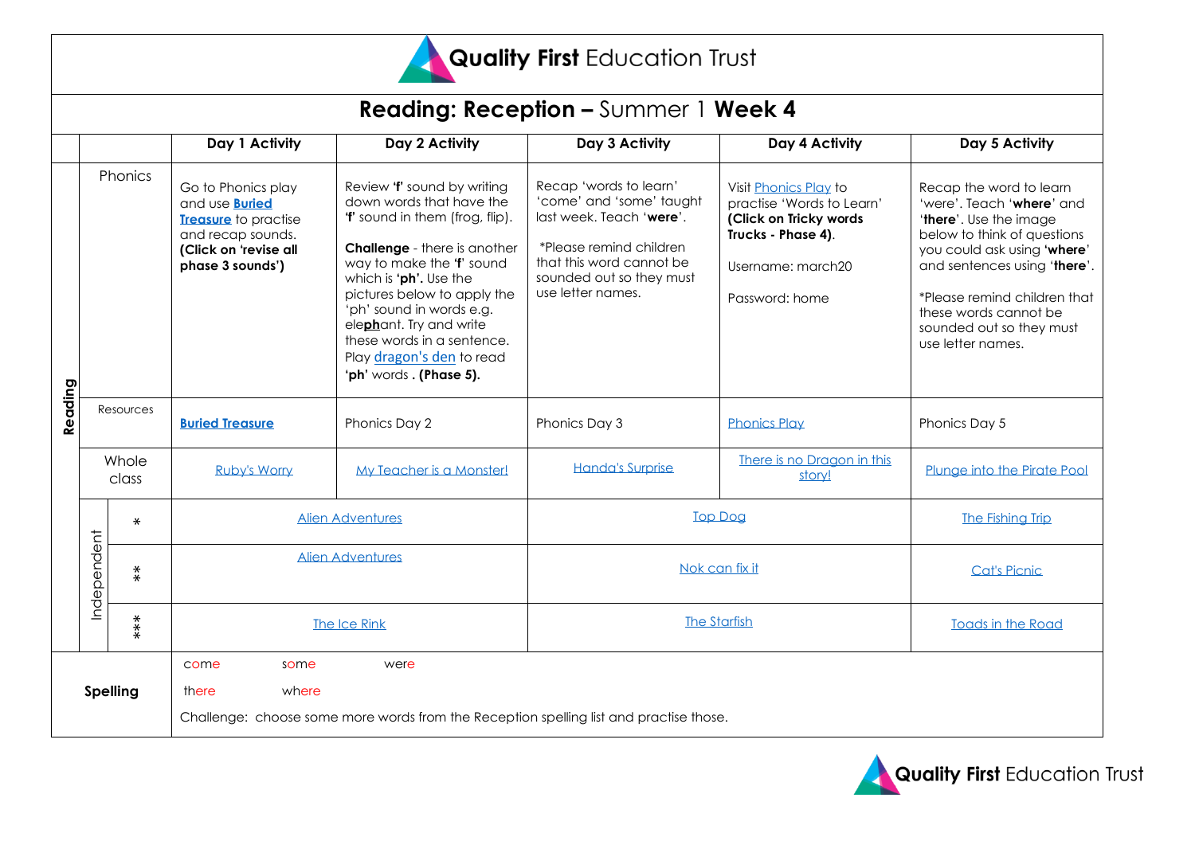# Quality First Education Trust

## Reading: Reception – Summer 1 Week 4

| | | | Day 1 Activity | Day 2 Activity | Day 3 Activity | Day 4 Activity | Day 5 Activity |
|---|---|---|---|---|---|---|---|
| **Reading** | Phonics | | Go to Phonics play and use **Buried Treasure** to practise and recap sounds. **(Click on 'revise all phase 3 sounds')** | Review **'f'** sound by writing down words that have the **'f'** sound in them (frog, flip). **Challenge** - there is another way to make the **'f'** sound which is **'ph'.** Use the pictures below to apply the 'ph' sound in words e.g. ele**ph**ant. Try and write these words in a sentence. Play dragon's den to read **'ph'** words **. (Phase 5).** | Recap 'words to learn' 'come' and 'some' taught last week. Teach '**were**'. *Please remind children that this word cannot be sounded out so they must use letter names. | Visit Phonics Play to practise 'Words to Learn' **(Click on Tricky words Trucks - Phase 4)**. Username: march20 Password: home | Recap the word to learn 'were'. Teach '**where**' and '**there**'. Use the image below to think of questions you could ask using **'where**' and sentences using '**there**'. *Please remind children that these words cannot be sounded out so they must use letter names. |
| | Resources | | **Buried Treasure** | Phonics Day 2 | Phonics Day 3 | Phonics Play | Phonics Day 5 |
| | Whole class | | Ruby's Worry | My Teacher is a Monster! | Handa's Surprise | There is no Dragon in this story! | Plunge into the Pirate Pool |
| | Independent | * | Alien Adventures | | Top Dog | | The Fishing Trip |
| | | ** | Alien Adventures | | Nok can fix it | | Cat's Picnic |
| | | *** | The Ice Rink | | The Starfish | | Toads in the Road |
| **Spelling** | | | come some were there where Challenge: choose some more words from the Reception spelling list and practise those. | | | | |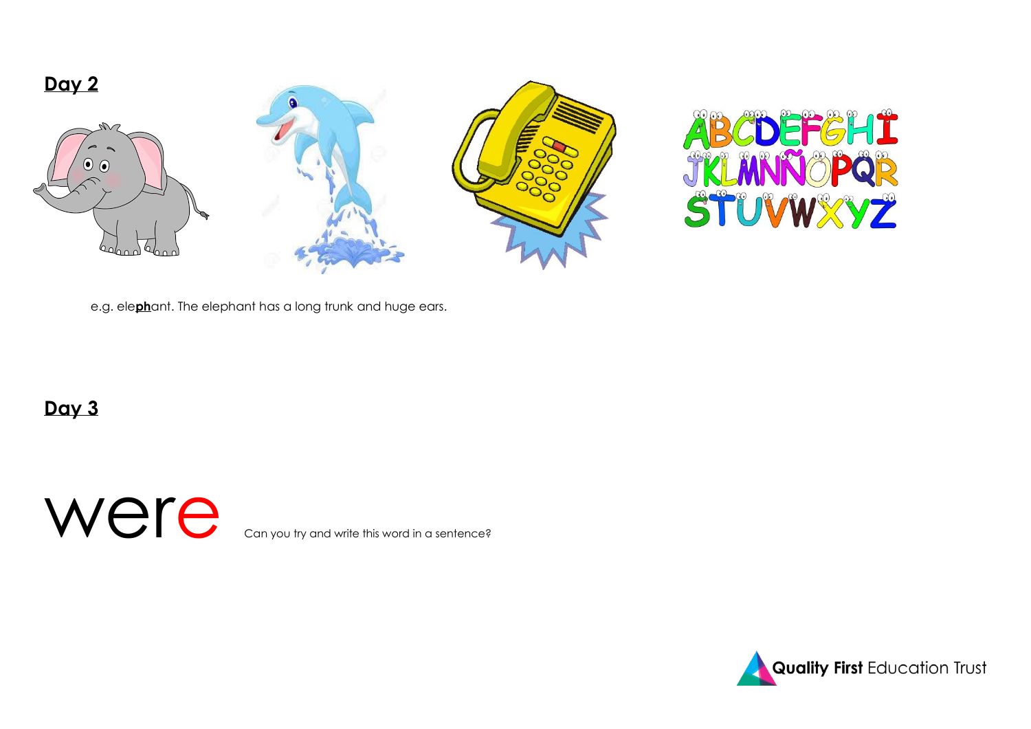## **Day 2**

e.g. ele**ph**ant. The elephant has a long trunk and huge ears.

## **Day 3**

# were

Can you try and write this word in a sentence?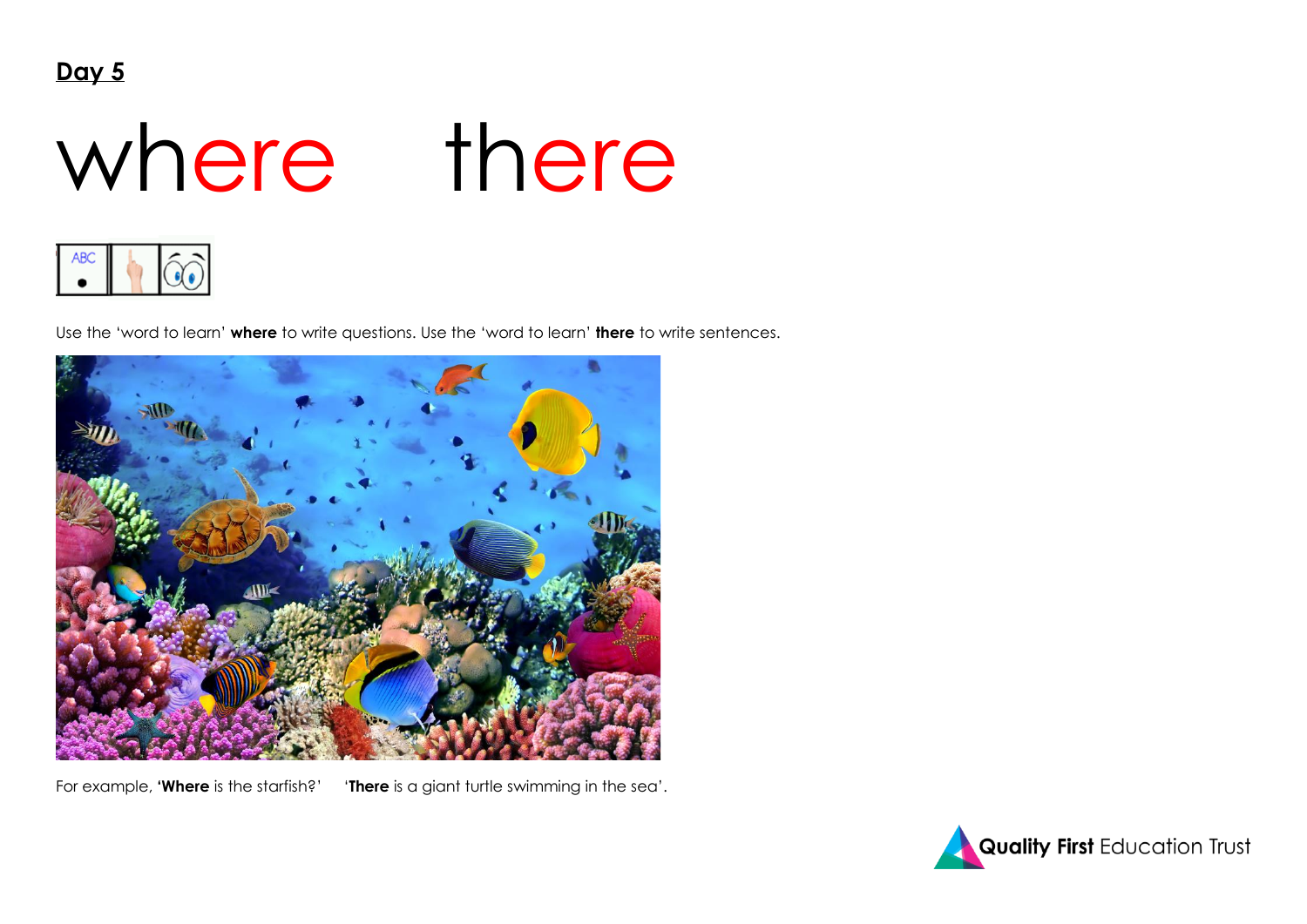**Day 5**

# where there

Use the 'word to learn' **where** to write questions. Use the 'word to learn' **there** to write sentences.

For example, **'Where** is the starfish?' '**There** is a giant turtle swimming in the sea'.